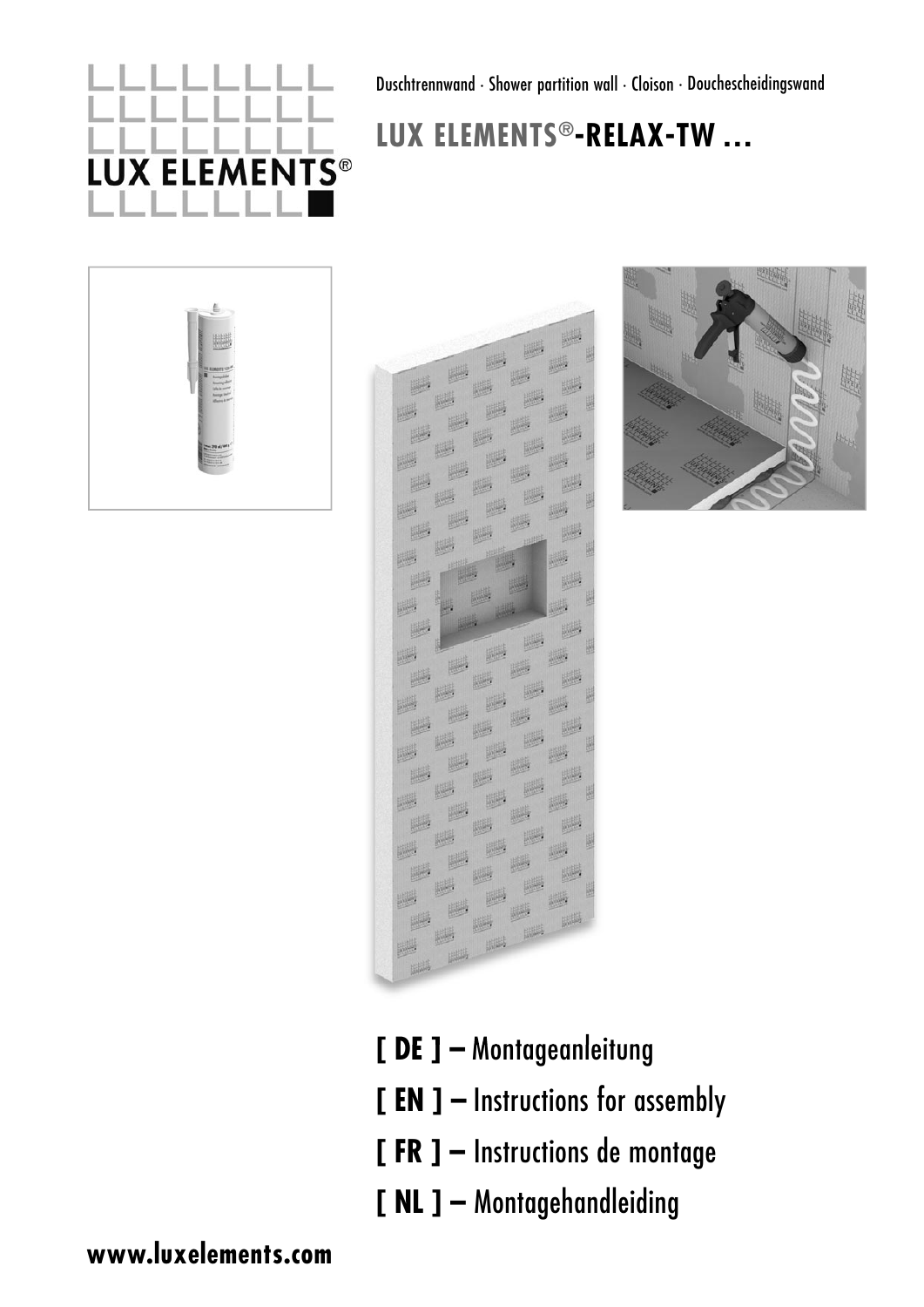LUX ELEMENTS®

Duschtrennwand · Shower partition wall · Cloison · Douchescheidingswand

# LUX ELEMENTS®-RELAX-TW ...

**[ DE ] –** Montageanleitung

**[ EN ] –** Instructions for assembly

**[ FR ] –** Instructions de montage

**[ NL ] –** Montagehandleiding

**www.luxelements.com**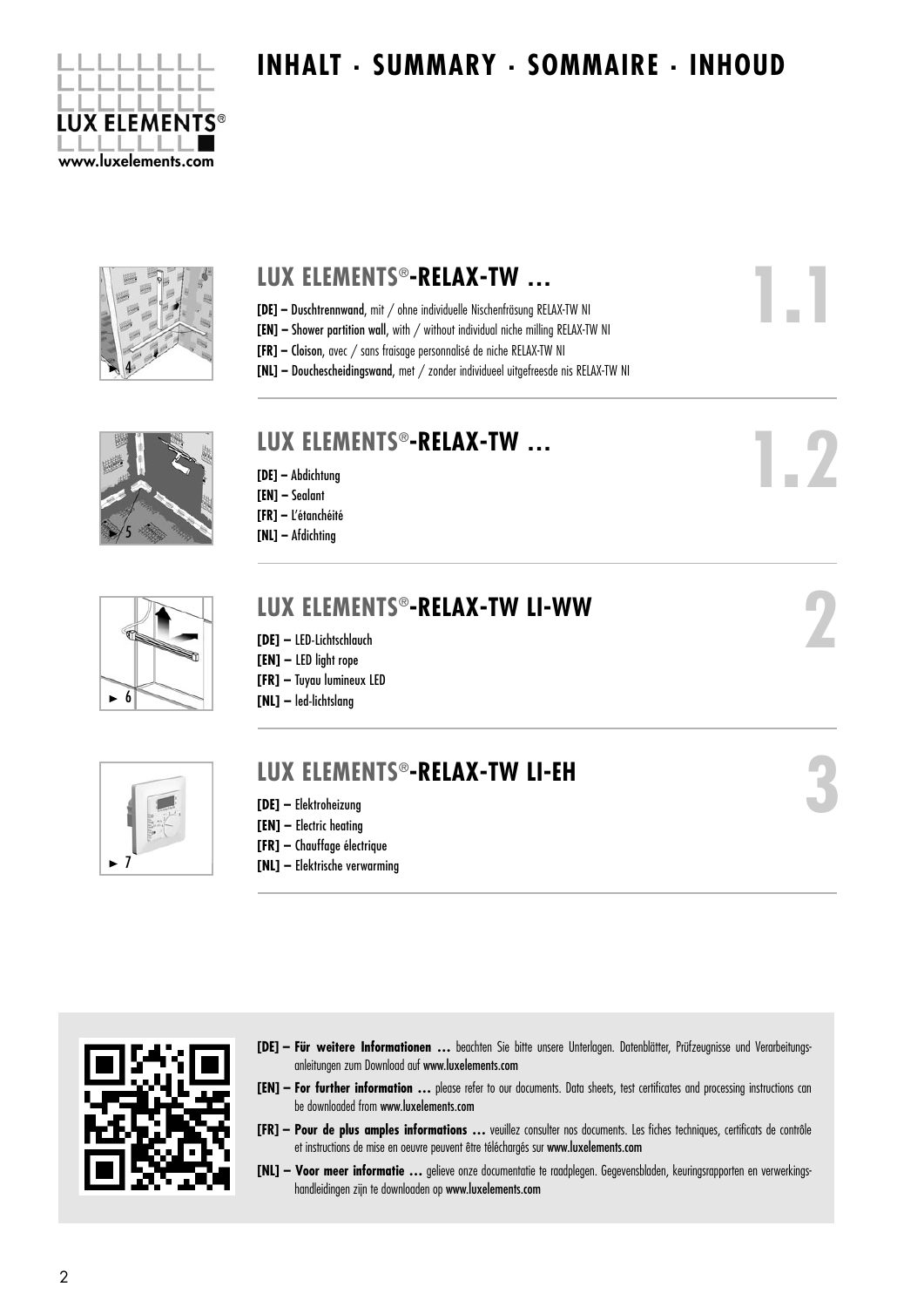# INHALT · SUMMARY · SOMMAIRE · INHOUD

## LUX ELEMENTS®-RELAX-TW … 1.1

► 4

**[DE] – Duschtrennwand**, mit / ohne individuelle Nischenfräsung RELAX-TW NI

**[EN] – Shower partition wall**, with / without individual niche milling RELAX-TW NI

**[FR] – Cloison**, avec / sans fraisage personnalisé de niche RELAX-TW NI

**[NL] – Douchescheidingswand**, met / zonder individueel uitgefreesde nis RELAX-TW NI

## LUX ELEMENTS®-RELAX-TW … 1.2

► 5

**[DE] –** Abdichtung

**[EN] –** Sealant

**[FR] –** L'étanchéité

**[NL] –** Afdichting

## LUX ELEMENTS®-RELAX-TW LI-WW 2

► 6

**[DE] –** LED-Lichtschlauch

**[EN] –** LED light rope

**[FR] –** Tuyau lumineux LED

**[NL] –** led-lichtslang

## LUX ELEMENTS®-RELAX-TW LI-EH 3

► 7

**[DE] –** Elektroheizung

**[EN] –** Electric heating

**[FR] –** Chauffage électrique

**[NL] –** Elektrische verwarming

---

**[DE] – Für weitere Informationen …** beachten Sie bitte unsere Unterlagen. Datenblätter, Prüfzeugnisse und Verarbeitungsanleitungen zum Download auf www.luxelements.com

**[EN] – For further information …** please refer to our documents. Data sheets, test certificates and processing instructions can be downloaded from www.luxelements.com

**[FR] – Pour de plus amples informations …** veuillez consulter nos documents. Les fiches techniques, certificats de contrôle et instructions de mise en oeuvre peuvent être téléchargés sur www.luxelements.com

**[NL] – Voor meer informatie …** gelieve onze documentatie te raadplegen. Gegevensbladen, keuringsrapporten en verwerkingshandleidingen zijn te downloaden op www.luxelements.com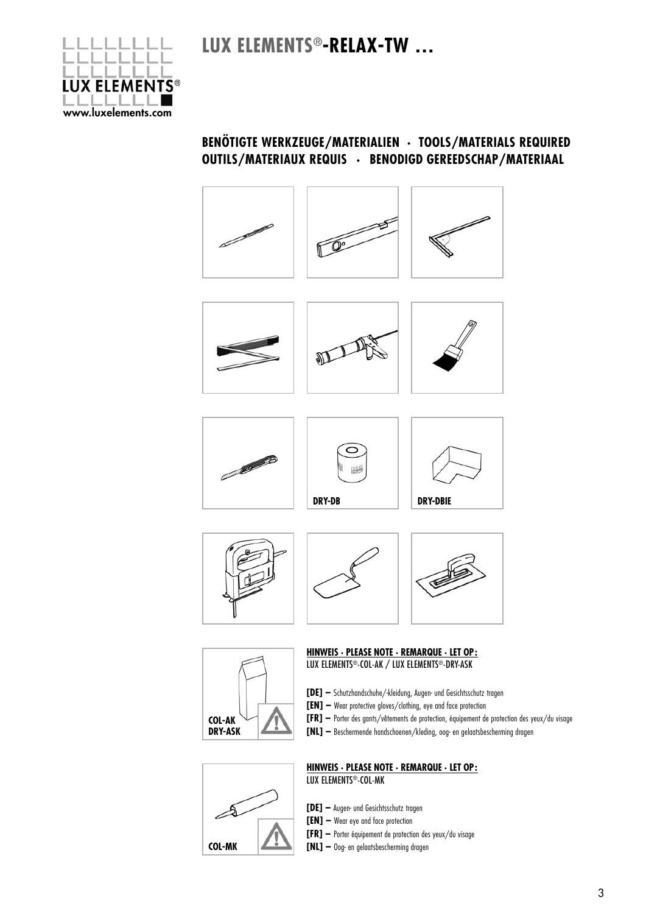# LUX ELEMENTS®-RELAX-TW …

## BENÖTIGTE WERKZEUGE/MATERIALIEN · TOOLS/MATERIALS REQUIRED OUTILS/MATERIAUX REQUIS · BENODIGD GEREEDSCHAP/MATERIAAL

DRY-DB

DRY-DBIE

COL-AK
DRY-ASK

**HINWEIS · PLEASE NOTE · REMARQUE · LET OP:**
LUX ELEMENTS®-COL-AK / LUX ELEMENTS®-DRY-ASK

**[DE] –** Schutzhandschuhe/-kleidung, Augen- und Gesichtsschutz tragen
**[EN] –** Wear protective gloves/clothing, eye and face protection
**[FR] –** Porter des gants/vêtements de protection, équipement de protection des yeux/du visage
**[NL] –** Beschermende handschoenen/kleding, oog- en gelaatsbescherming dragen

COL-MK

**HINWEIS · PLEASE NOTE · REMARQUE · LET OP:**
LUX ELEMENTS®-COL-MK

**[DE] –** Augen- und Gesichtsschutz tragen
**[EN] –** Wear eye and face protection
**[FR] –** Porter équipement de protection des yeux/du visage
**[NL] –** Oog- en gelaatsbescherming dragen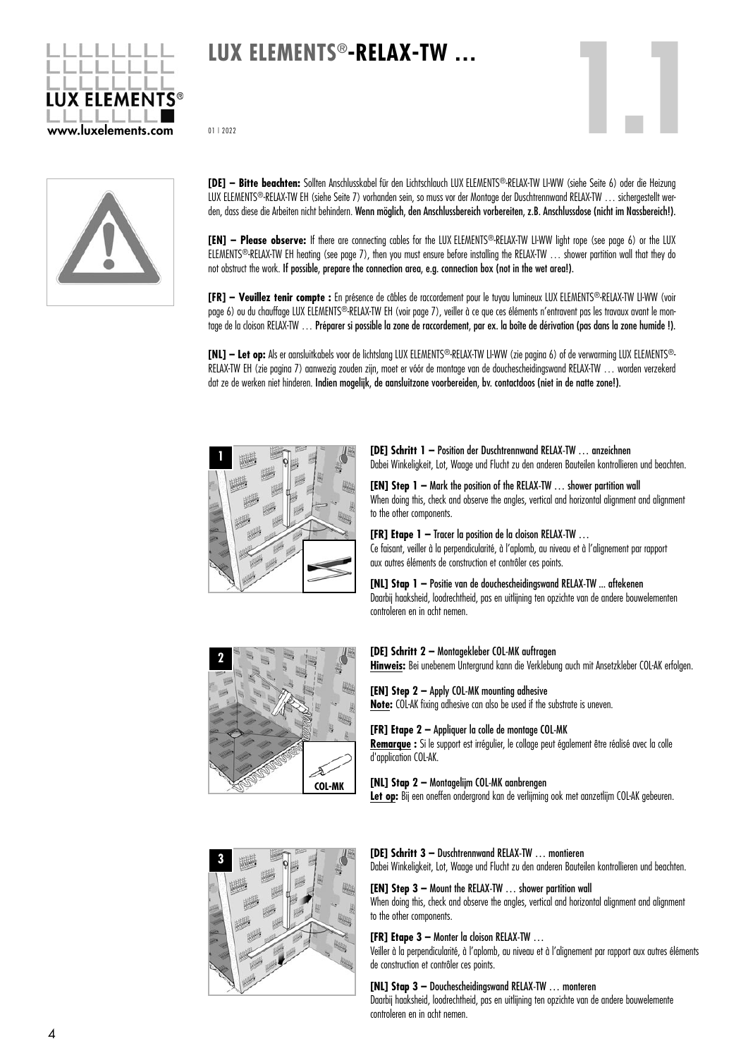# LUX ELEMENTS®-RELAX-TW …

01 | 2022

**[DE] – Bitte beachten:** Sollten Anschlusskabel für den Lichtschlauch LUX ELEMENTS®-RELAX-TW LI-WW (siehe Seite 6) oder die Heizung LUX ELEMENTS®-RELAX-TW EH (siehe Seite 7) vorhanden sein, so muss vor der Montage der Duschtrennwand RELAX-TW … sichergestellt werden, dass diese die Arbeiten nicht behindern. **Wenn möglich, den Anschlussbereich vorbereiten, z.B. Anschlussdose (nicht im Nassbereich!).**

**[EN] – Please observe:** If there are connecting cables for the LUX ELEMENTS®-RELAX-TW LI-WW light rope (see page 6) or the LUX ELEMENTS®-RELAX-TW EH heating (see page 7), then you must ensure before installing the RELAX-TW … shower partition wall that they do not obstruct the work. **If possible, prepare the connection area, e.g. connection box (not in the wet area!).**

**[FR] – Veuillez tenir compte :** En présence de câbles de raccordement pour le tuyau lumineux LUX ELEMENTS®-RELAX-TW LI-WW (voir page 6) ou du chauffage LUX ELEMENTS®-RELAX-TW EH (voir page 7), veiller à ce que ces éléments n'entravent pas les travaux avant le montage de la cloison RELAX-TW … **Préparer si possible la zone de raccordement, par ex. la boîte de dérivation (pas dans la zone humide !).**

**[NL] – Let op:** Als er aansluitkabels voor de lichtslang LUX ELEMENTS®-RELAX-TW LI-WW (zie pagina 6) of de verwarming LUX ELEMENTS®-RELAX-TW EH (zie pagina 7) aanwezig zouden zijn, moet er vóór de montage van de douchescheidingswand RELAX-TW … worden verzekerd dat ze de werken niet hinderen. **Indien mogelijk, de aansluitzone voorbereiden, bv. contactdoos (niet in de natte zone!).**

**[DE] Schritt 1 –** Position der Duschtrennwand RELAX-TW … anzeichnen
Dabei Winkeligkeit, Lot, Waage und Flucht zu den anderen Bauteilen kontrollieren und beachten.

**[EN] Step 1 –** Mark the position of the RELAX-TW … shower partition wall
When doing this, check and observe the angles, vertical and horizontal alignment and alignment to the other components.

**[FR] Etape 1 –** Tracer la position de la cloison RELAX-TW …
Ce faisant, veiller à la perpendicularité, à l'aplomb, au niveau et à l'alignement par rapport aux autres éléments de construction et contrôler ces points.

**[NL] Stap 1 –** Positie van de douchescheidingswand RELAX-TW ... aftekenen
Daarbij haaksheid, loodrechtheid, pas en uitlijning ten opzichte van de andere bouwelementen controleren en in acht nemen.

**[DE] Schritt 2 –** Montagekleber COL-MK auftragen
**Hinweis:** Bei unebenem Untergrund kann die Verklebung auch mit Ansetzkleber COL-AK erfolgen.

**[EN] Step 2 –** Apply COL-MK mounting adhesive
**Note:** COL-AK fixing adhesive can also be used if the substrate is uneven.

**[FR] Etape 2 –** Appliquer la colle de montage COL-MK
**Remarque :** Si le support est irrégulier, le collage peut également être réalisé avec la colle d'application COL-AK.

**[NL] Stap 2 –** Montagelijm COL-MK aanbrengen
**Let op:** Bij een oneffen ondergrond kan de verlijming ook met aanzetlijm COL-AK gebeuren.

**[DE] Schritt 3 –** Duschtrennwand RELAX-TW … montieren
Dabei Winkeligkeit, Lot, Waage und Flucht zu den anderen Bauteilen kontrollieren und beachten.

**[EN] Step 3 –** Mount the RELAX-TW … shower partition wall
When doing this, check and observe the angles, vertical and horizontal alignment and alignment to the other components.

**[FR] Etape 3 –** Monter la cloison RELAX-TW …
Veiller à la perpendicularité, à l'aplomb, au niveau et à l'alignement par rapport aux autres éléments de construction et contrôler ces points.

**[NL] Stap 3 –** Douchescheidingswand RELAX-TW … monteren
Daarbij haaksheid, loodrechtheid, pas en uitlijning ten opzichte van de andere bouwelemente controleren en in acht nemen.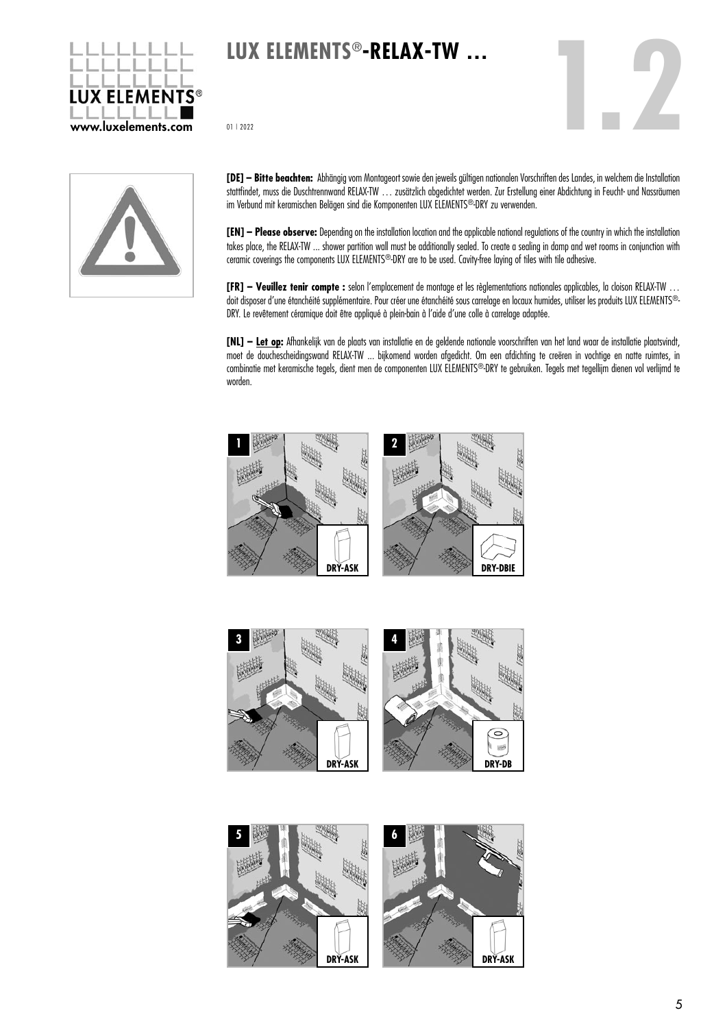# LUX ELEMENTS®-RELAX-TW …

01 | 2022

**[DE] – Bitte beachten:** Abhängig vom Montageort sowie den jeweils gültigen nationalen Vorschriften des Landes, in welchem die Installation stattfindet, muss die Duschtrennwand RELAX-TW … zusätzlich abgedichtet werden. Zur Erstellung einer Abdichtung in Feucht- und Nassräumen im Verbund mit keramischen Belägen sind die Komponenten LUX ELEMENTS®-DRY zu verwenden.

**[EN] – Please observe:** Depending on the installation location and the applicable national regulations of the country in which the installation takes place, the RELAX-TW ... shower partition wall must be additionally sealed. To create a sealing in damp and wet rooms in conjunction with ceramic coverings the components LUX ELEMENTS®-DRY are to be used. Cavity-free laying of tiles with tile adhesive.

**[FR] – Veuillez tenir compte :** selon l'emplacement de montage et les règlementations nationales applicables, la cloison RELAX-TW … doit disposer d'une étanchéité supplémentaire. Pour créer une étanchéité sous carrelage en locaux humides, utiliser les produits LUX ELEMENTS®-DRY. Le revêtement céramique doit être appliqué à plein-bain à l'aide d'une colle à carrelage adaptée.

**[NL] – Let op:** Afhankelijk van de plaats van installatie en de geldende nationale voorschriften van het land waar de installatie plaatsvindt, moet de douchescheidingswand RELAX-TW ... bijkomend worden afgedicht. Om een afdichting te creëren in vochtige en natte ruimtes, in combinatie met keramische tegels, dient men de componenten LUX ELEMENTS®-DRY te gebruiken. Tegels met tegellijm dienen vol verlijmd te worden.

1 DRY-ASK

2 DRY-DBIE

3 DRY-ASK

4 DRY-DB

5 DRY-ASK

6 DRY-ASK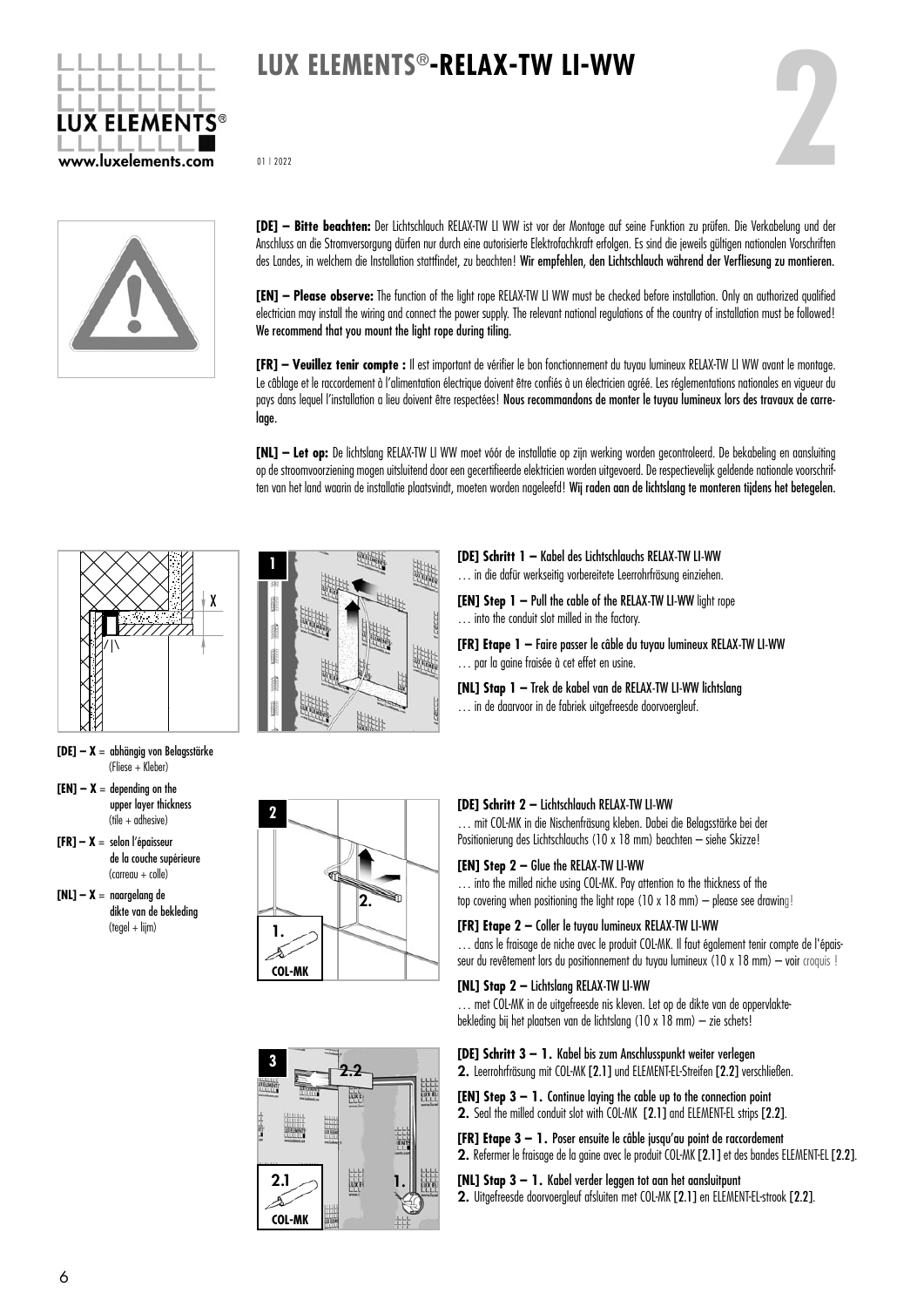# LUX ELEMENTS®-RELAX-TW LI-WW

01 | 2022

**[DE] – Bitte beachten:** Der Lichtschlauch RELAX-TW LI WW ist vor der Montage auf seine Funktion zu prüfen. Die Verkabelung und der Anschluss an die Stromversorgung dürfen nur durch eine autorisierte Elektrofachkraft erfolgen. Es sind die jeweils gültigen nationalen Vorschriften des Landes, in welchem die Installation stattfindet, zu beachten! **Wir empfehlen, den Lichtschlauch während der Verfliesung zu montieren.**

**[EN] – Please observe:** The function of the light rope RELAX-TW LI WW must be checked before installation. Only an authorized qualified electrician may install the wiring and connect the power supply. The relevant national regulations of the country of installation must be followed! **We recommend that you mount the light rope during tiling.**

**[FR] – Veuillez tenir compte :** Il est important de vérifier le bon fonctionnement du tuyau lumineux RELAX-TW LI WW avant le montage. Le câblage et le raccordement à l'alimentation électrique doivent être confiés à un électricien agréé. Les réglementations nationales en vigueur du pays dans lequel l'installation a lieu doivent être respectées! **Nous recommandons de monter le tuyau lumineux lors des travaux de carrelage.**

**[NL] – Let op:** De lichtslang RELAX-TW LI WW moet vóór de installatie op zijn werking worden gecontroleerd. De bekabeling en aansluiting op de stroomvoorziening mogen uitsluitend door een gecertifieerde elektricien uitgevoerd. De respectievelijk geldende nationale voorschriften van het land waarin de installatie plaatsvindt, moeten worden nageleefd! **Wij raden aan de lichtslang te monteren tijdens het betegelen.**

**[DE] – X** = abhängig von Belagsstärke (Fliese + Kleber)

**[EN] – X** = depending on the upper layer thickness (tile + adhesive)

**[FR] – X** = selon l'épaisseur de la couche supérieure (carreau + colle)

**[NL] – X** = naargelang de dikte van de bekleding (tegel + lijm)

**[DE] Schritt 1 –** Kabel des Lichtschlauchs RELAX-TW LI-WW … in die dafür werkseitig vorbereitete Leerrohrfräsung einziehen.

**[EN] Step 1 –** Pull the cable of the RELAX-TW LI-WW light rope … into the conduit slot milled in the factory.

**[FR] Etape 1 –** Faire passer le câble du tuyau lumineux RELAX-TW LI-WW … par la gaine fraisée à cet effet en usine.

**[NL] Stap 1 –** Trek de kabel van de RELAX-TW LI-WW lichtslang … in de daarvoor in de fabriek uitgefreesde doorvoergleuf.

**[DE] Schritt 2 –** Lichtschlauch RELAX-TW LI-WW … mit COL-MK in die Nischenfräsung kleben. Dabei die Belagsstärke bei der Positionierung des Lichtschlauchs (10 x 18 mm) beachten – siehe Skizze!

**[EN] Step 2 –** Glue the RELAX-TW LI-WW … into the milled niche using COL-MK. Pay attention to the thickness of the top covering when positioning the light rope (10 x 18 mm) – please see drawing!

**[FR] Etape 2 –** Coller le tuyau lumineux RELAX-TW LI-WW … dans le fraisage de niche avec le produit COL-MK. Il faut également tenir compte de l'épaisseur du revêtement lors du positionnement du tuyau lumineux (10 x 18 mm) – voir croquis !

**[NL] Stap 2 –** Lichtslang RELAX-TW LI-WW … met COL-MK in de uitgefreesde nis kleven. Let op de dikte van de oppervlaktebekleding bij het plaatsen van de lichtslang (10 x 18 mm) – zie schets!

**[DE] Schritt 3 – 1.** Kabel bis zum Anschlusspunkt weiter verlegen
**2.** Leerrohrfräsung mit COL-MK [2.1] und ELEMENT-EL-Streifen [2.2] verschließen.

**[EN] Step 3 – 1.** Continue laying the cable up to the connection point
**2.** Seal the milled conduit slot with COL-MK [2.1] and ELEMENT-EL strips [2.2].

**[FR] Etape 3 – 1.** Poser ensuite le câble jusqu'au point de raccordement
**2.** Refermer le fraisage de la gaine avec le produit COL-MK [2.1] et des bandes ELEMENT-EL [2.2].

**[NL] Stap 3 – 1.** Kabel verder leggen tot aan het aansluitpunt
**2.** Uitgefreesde doorvoergleuf afsluiten met COL-MK [2.1] en ELEMENT-EL-strook [2.2].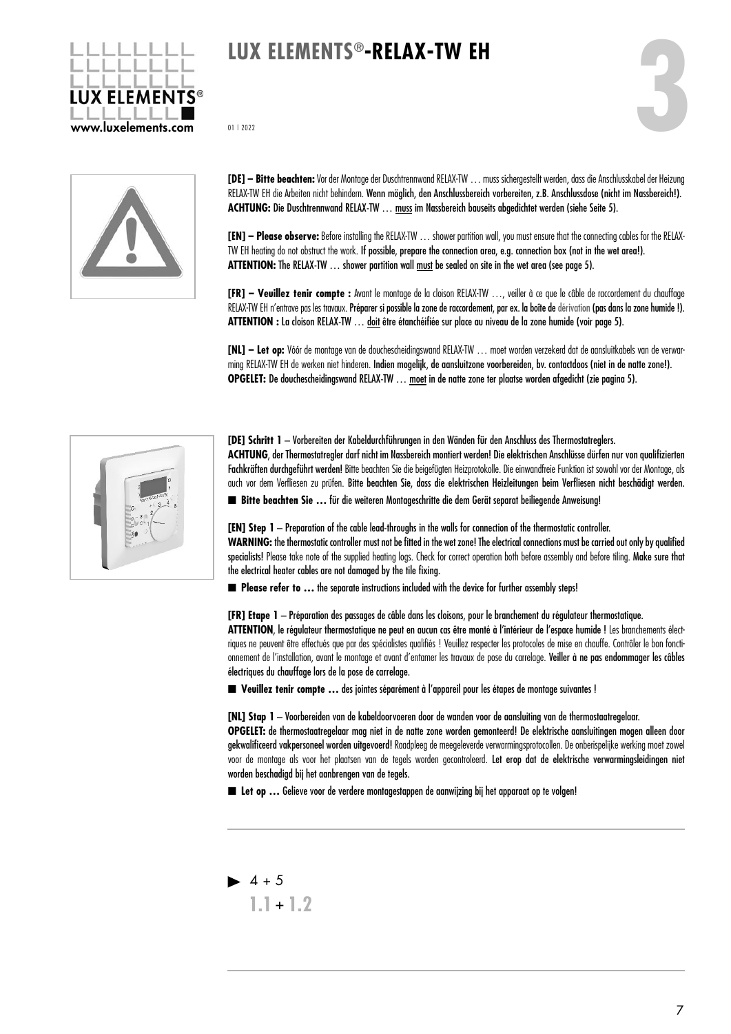# LUX ELEMENTS®-RELAX-TW EH

01 | 2022

**[DE] – Bitte beachten:** Vor der Montage der Duschtrennwand RELAX-TW … muss sichergestellt werden, dass die Anschlusskabel der Heizung RELAX-TW EH die Arbeiten nicht behindern. Wenn möglich, den Anschlussbereich vorbereiten, z.B. Anschlussdose (nicht im Nassbereich!).
**ACHTUNG:** Die Duschtrennwand RELAX-TW … muss im Nassbereich bauseits abgedichtet werden (siehe Seite 5).

**[EN] – Please observe:** Before installing the RELAX-TW … shower partition wall, you must ensure that the connecting cables for the RELAX-TW EH heating do not obstruct the work. If possible, prepare the connection area, e.g. connection box (not in the wet area!).
**ATTENTION:** The RELAX-TW … shower partition wall must be sealed on site in the wet area (see page 5).

**[FR] – Veuillez tenir compte :** Avant le montage de la cloison RELAX-TW …, veiller à ce que le câble de raccordement du chauffage RELAX-TW EH n'entrave pas les travaux. Préparer si possible la zone de raccordement, par ex. la boîte de dérivation (pas dans la zone humide !).
**ATTENTION :** La cloison RELAX-TW … doit être étanchéifiée sur place au niveau de la zone humide (voir page 5).

**[NL] – Let op:** Vóór de montage van de douchescheidingswand RELAX-TW … moet worden verzekerd dat de aansluitkabels van de verwarming RELAX-TW EH de werken niet hinderen. Indien mogelijk, de aansluitzone voorbereiden, bv. contactdoos (niet in de natte zone!).
**OPGELET:** De douchescheidingswand RELAX-TW … moet in de natte zone ter plaatse worden afgedicht (zie pagina 5).

**[DE] Schritt 1** – Vorbereiten der Kabeldurchführungen in den Wänden für den Anschluss des Thermostatreglers.
**ACHTUNG**, der Thermostatregler darf nicht im Nassbereich montiert werden! Die elektrischen Anschlüsse dürfen nur von qualifizierten Fachkräften durchgeführt werden! Bitte beachten Sie die beigefügten Heizprotokolle. Die einwandfreie Funktion ist sowohl vor der Montage, als auch vor dem Verfliesen zu prüfen. Bitte beachten Sie, dass die elektrischen Heizleitungen beim Verfliesen nicht beschädigt werden.

■ **Bitte beachten Sie …** für die weiteren Montageschritte die dem Gerät separat beiliegende Anweisung!

**[EN] Step 1** – Preparation of the cable lead-throughs in the walls for connection of the thermostatic controller.
**WARNING:** the thermostatic controller must not be fitted in the wet zone! The electrical connections must be carried out only by qualified specialists! Please take note of the supplied heating logs. Check for correct operation both before assembly and before tiling. Make sure that the electrical heater cables are not damaged by the tile fixing.

■ **Please refer to …** the separate instructions included with the device for further assembly steps!

**[FR] Etape 1** – Préparation des passages de câble dans les cloisons, pour le branchement du régulateur thermostatique.
**ATTENTION**, le régulateur thermostatique ne peut en aucun cas être monté à l'intérieur de l'espace humide ! Les branchements électriques ne peuvent être effectués que par des spécialistes qualifiés ! Veuillez respecter les protocoles de mise en chauffe. Contrôler le bon fonctionnement de l'installation, avant le montage et avant d'entamer les travaux de pose du carrelage. Veiller à ne pas endommager les câbles électriques du chauffage lors de la pose de carrelage.

■ **Veuillez tenir compte …** des jointes séparément à l'appareil pour les étapes de montage suivantes !

**[NL] Stap 1** – Voorbereiden van de kabeldoorvoeren door de wanden voor de aansluiting van de thermostaatregelaar.
**OPGELET:** de thermostaatregelaar mag niet in de natte zone worden gemonteerd! De elektrische aansluitingen mogen alleen door gekwalificeerd vakpersoneel worden uitgevoerd! Raadpleeg de meegeleverde verwarmingsprotocollen. De onberispelijke werking moet zowel voor de montage als voor het plaatsen van de tegels worden gecontroleerd. Let erop dat de elektrische verwarmingsleidingen niet worden beschadigd bij het aanbrengen van de tegels.

■ **Let op …** Gelieve voor de verdere montagestappen de aanwijzing bij het apparaat op te volgen!

▶ 4 + 5
**1.1** + **1.2**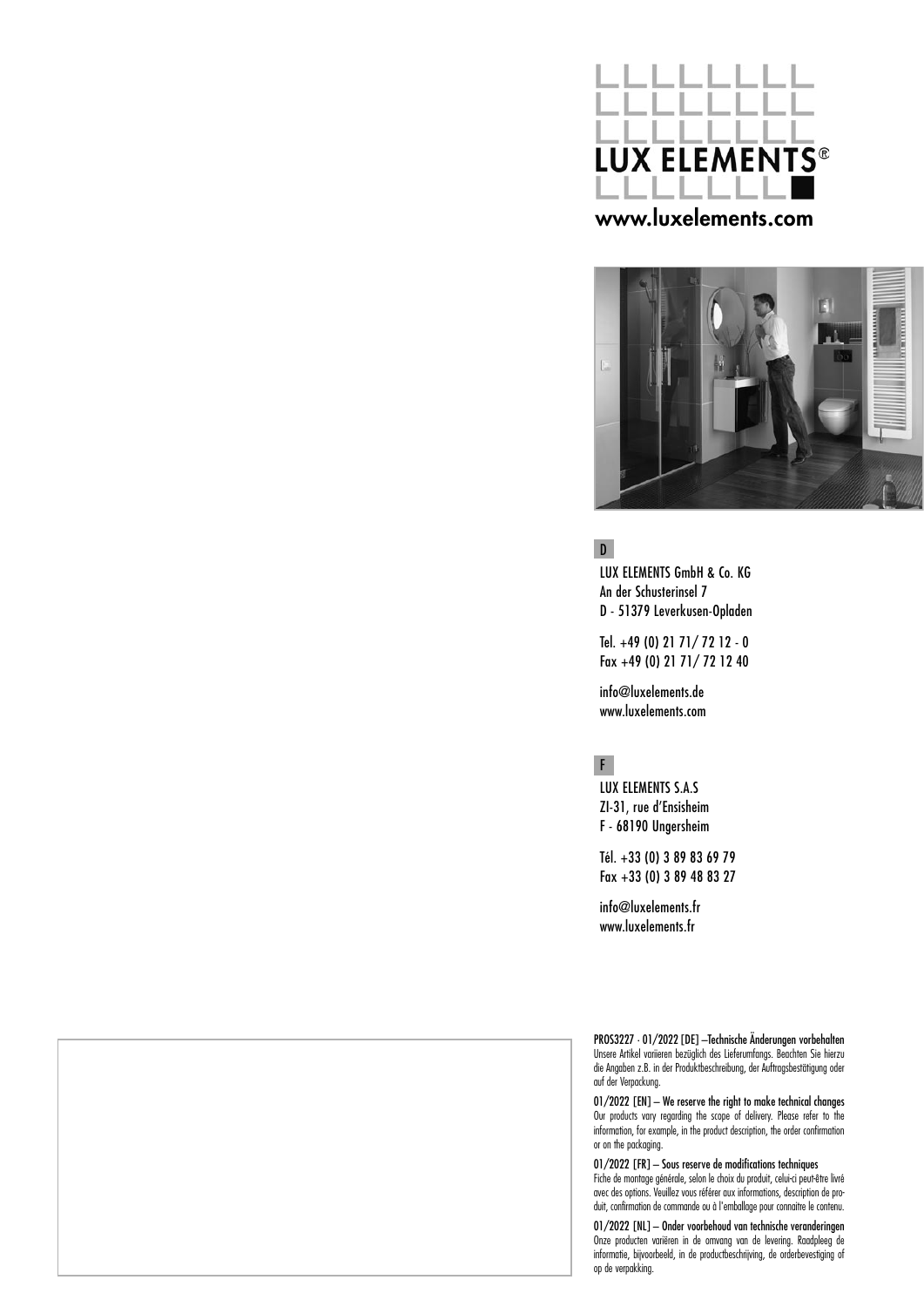LUX ELEMENTS®

www.luxelements.com

D

LUX ELEMENTS GmbH & Co. KG
An der Schusterinsel 7
D - 51379 Leverkusen-Opladen

Tel. +49 (0) 21 71/ 72 12 - 0
Fax +49 (0) 21 71/ 72 12 40

info@luxelements.de
www.luxelements.com

F

LUX ELEMENTS S.A.S
ZI-31, rue d'Ensisheim
F - 68190 Ungersheim

Tél. +33 (0) 3 89 83 69 79
Fax +33 (0) 3 89 48 83 27

info@luxelements.fr
www.luxelements.fr

**PROS3227 · 01/2022 [DE] – Technische Änderungen vorbehalten**
Unsere Artikel variieren bezüglich des Lieferumfangs. Beachten Sie hierzu die Angaben z.B. in der Produktbeschreibung, der Auftragsbestätigung oder auf der Verpackung.

**01/2022 [EN] – We reserve the right to make technical changes**
Our products vary regarding the scope of delivery. Please refer to the information, for example, in the product description, the order confirmation or on the packaging.

**01/2022 [FR] – Sous reserve de modifications techniques**
Fiche de montage générale, selon le choix du produit, celui-ci peut-être livré avec des options. Veuillez vous référer aux informations, description de produit, confirmation de commande ou à l'emballage pour connaitre le contenu.

**01/2022 [NL] – Onder voorbehoud van technische veranderingen**
Onze producten variëren in de omvang van de levering. Raadpleeg de informatie, bijvoorbeeld, in de productbeschrijving, de orderbevestiging of op de verpakking.